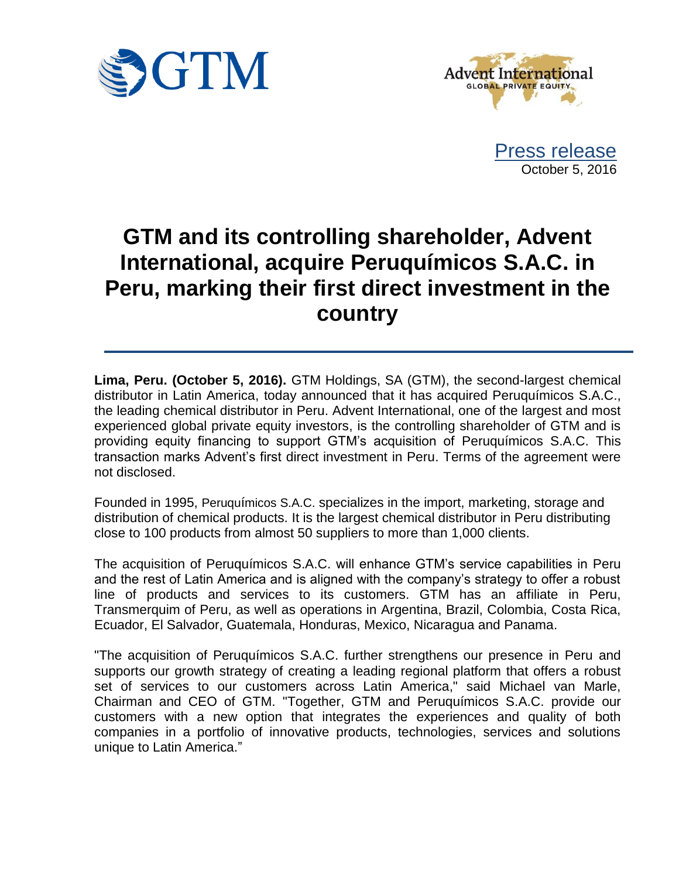Press release
October 5, 2016

# GTM and its controlling shareholder, Advent International, acquire Peruquímicos S.A.C. in Peru, marking their first direct investment in the country

**Lima, Peru. (October 5, 2016).** GTM Holdings, SA (GTM), the second-largest chemical distributor in Latin America, today announced that it has acquired Peruquímicos S.A.C., the leading chemical distributor in Peru. Advent International, one of the largest and most experienced global private equity investors, is the controlling shareholder of GTM and is providing equity financing to support GTM's acquisition of Peruquímicos S.A.C. This transaction marks Advent's first direct investment in Peru. Terms of the agreement were not disclosed.

Founded in 1995, Peruquímicos S.A.C. specializes in the import, marketing, storage and distribution of chemical products. It is the largest chemical distributor in Peru distributing close to 100 products from almost 50 suppliers to more than 1,000 clients.

The acquisition of Peruquímicos S.A.C. will enhance GTM's service capabilities in Peru and the rest of Latin America and is aligned with the company's strategy to offer a robust line of products and services to its customers. GTM has an affiliate in Peru, Transmerquim of Peru, as well as operations in Argentina, Brazil, Colombia, Costa Rica, Ecuador, El Salvador, Guatemala, Honduras, Mexico, Nicaragua and Panama.

"The acquisition of Peruquímicos S.A.C. further strengthens our presence in Peru and supports our growth strategy of creating a leading regional platform that offers a robust set of services to our customers across Latin America," said Michael van Marle, Chairman and CEO of GTM. "Together, GTM and Peruquímicos S.A.C. provide our customers with a new option that integrates the experiences and quality of both companies in a portfolio of innovative products, technologies, services and solutions unique to Latin America."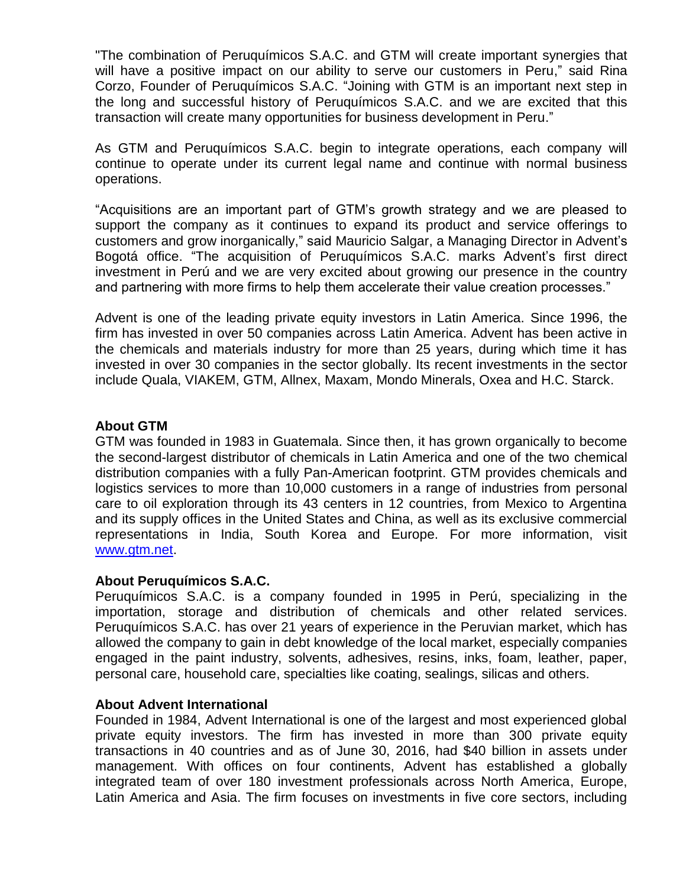"The combination of Peruquímicos S.A.C. and GTM will create important synergies that will have a positive impact on our ability to serve our customers in Peru," said Rina Corzo, Founder of Peruquímicos S.A.C. "Joining with GTM is an important next step in the long and successful history of Peruquímicos S.A.C. and we are excited that this transaction will create many opportunities for business development in Peru."

As GTM and Peruquímicos S.A.C. begin to integrate operations, each company will continue to operate under its current legal name and continue with normal business operations.

"Acquisitions are an important part of GTM's growth strategy and we are pleased to support the company as it continues to expand its product and service offerings to customers and grow inorganically," said Mauricio Salgar, a Managing Director in Advent's Bogotá office. "The acquisition of Peruquímicos S.A.C. marks Advent's first direct investment in Perú and we are very excited about growing our presence in the country and partnering with more firms to help them accelerate their value creation processes."

Advent is one of the leading private equity investors in Latin America. Since 1996, the firm has invested in over 50 companies across Latin America. Advent has been active in the chemicals and materials industry for more than 25 years, during which time it has invested in over 30 companies in the sector globally. Its recent investments in the sector include Quala, VIAKEM, GTM, Allnex, Maxam, Mondo Minerals, Oxea and H.C. Starck.

**About GTM**

GTM was founded in 1983 in Guatemala. Since then, it has grown organically to become the second-largest distributor of chemicals in Latin America and one of the two chemical distribution companies with a fully Pan-American footprint. GTM provides chemicals and logistics services to more than 10,000 customers in a range of industries from personal care to oil exploration through its 43 centers in 12 countries, from Mexico to Argentina and its supply offices in the United States and China, as well as its exclusive commercial representations in India, South Korea and Europe. For more information, visit [www.gtm.net](http://www.gtm.net).

**About Peruquímicos S.A.C.**

Peruquímicos S.A.C. is a company founded in 1995 in Perú, specializing in the importation, storage and distribution of chemicals and other related services. Peruquímicos S.A.C. has over 21 years of experience in the Peruvian market, which has allowed the company to gain in debt knowledge of the local market, especially companies engaged in the paint industry, solvents, adhesives, resins, inks, foam, leather, paper, personal care, household care, specialties like coating, sealings, silicas and others.

**About Advent International**

Founded in 1984, Advent International is one of the largest and most experienced global private equity investors. The firm has invested in more than 300 private equity transactions in 40 countries and as of June 30, 2016, had $40 billion in assets under management. With offices on four continents, Advent has established a globally integrated team of over 180 investment professionals across North America, Europe, Latin America and Asia. The firm focuses on investments in five core sectors, including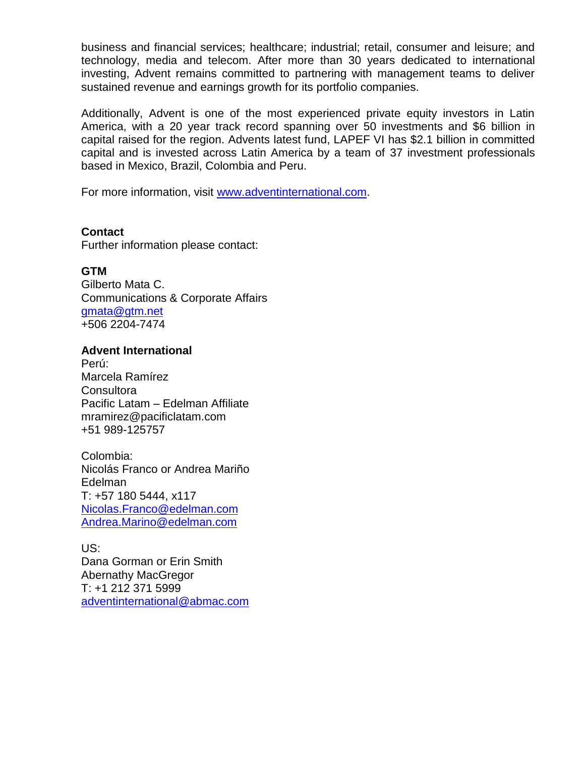business and financial services; healthcare; industrial; retail, consumer and leisure; and technology, media and telecom. After more than 30 years dedicated to international investing, Advent remains committed to partnering with management teams to deliver sustained revenue and earnings growth for its portfolio companies.

Additionally, Advent is one of the most experienced private equity investors in Latin America, with a 20 year track record spanning over 50 investments and $6 billion in capital raised for the region. Advents latest fund, LAPEF VI has $2.1 billion in committed capital and is invested across Latin America by a team of 37 investment professionals based in Mexico, Brazil, Colombia and Peru.

For more information, visit [www.adventinternational.com](www.adventinternational.com).

**Contact**

Further information please contact:

**GTM**

Gilberto Mata C.
Communications & Corporate Affairs
gmata@gtm.net
+506 2204-7474

**Advent International**

Perú:
Marcela Ramírez
Consultora
Pacific Latam – Edelman Affiliate
mramirez@pacificlatam.com
+51 989-125757

Colombia:
Nicolás Franco or Andrea Mariño
Edelman
T: +57 180 5444, x117
Nicolas.Franco@edelman.com
Andrea.Marino@edelman.com

US:
Dana Gorman or Erin Smith
Abernathy MacGregor
T: +1 212 371 5999
adventinternational@abmac.com